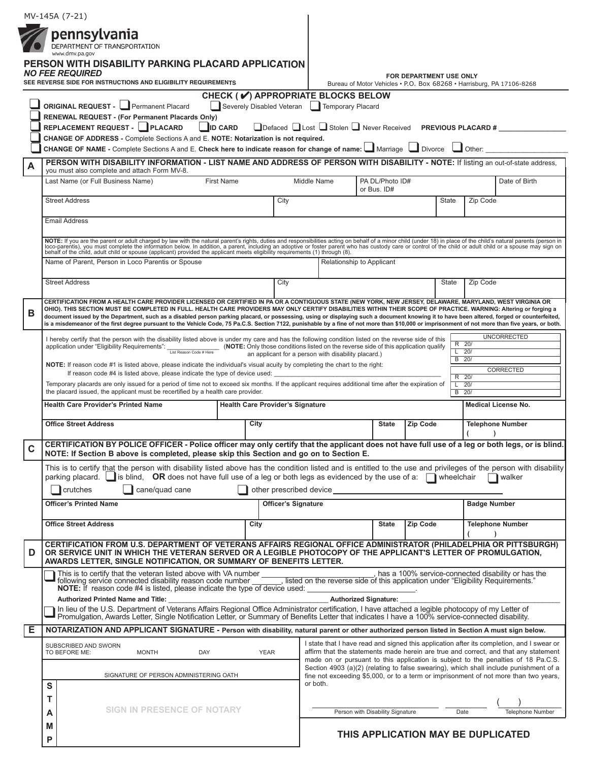MV-145A (7-21)

pennsylvania
DEPARTMENT OF TRANSPORTATION
www.dmv.pa.gov

# PERSON WITH DISABILITY PARKING PLACARD APPLICATION

*NO FEE REQUIRED*

SEE REVERSE SIDE FOR INSTRUCTIONS AND ELIGIBILITY REQUIREMENTS

**FOR DEPARTMENT USE ONLY**
Bureau of Motor Vehicles • P.O. Box 68268 • Harrisburg, PA 17106-8268

**CHECK ( ✔) APPROPRIATE BLOCKS BELOW**

- ❑ **ORIGINAL REQUEST -** ❑ Permanent Placard ❑ Severely Disabled Veteran ❑ Temporary Placard
- ❑ **RENEWAL REQUEST - (For Permanent Placards Only)**
- ❑ **REPLACEMENT REQUEST -** ❑ **PLACARD** ❑ **ID CARD** ❑ Defaced ❑ Lost ❑ Stolen ❑ Never Received **PREVIOUS PLACARD #** ________________
- ❑ **CHANGE OF ADDRESS -** Complete Sections A and E. **NOTE: Notarization is not required.**
- ❑ **CHANGE OF NAME -** Complete Sections A and E. **Check here to indicate reason for change of name:** ❑ Marriage ❑ Divorce ❑ Other: ____________________

## A — PERSON WITH DISABILITY INFORMATION - LIST NAME AND ADDRESS OF PERSON WITH DISABILITY - NOTE: If listing an out-of-state address, you must also complete and attach Form MV-8.

| Last Name (or Full Business Name) | First Name | Middle Name | PA DL/Photo ID# or Bus. ID# | Date of Birth |
|---|---|---|---|---|
| | | | | |

| Street Address | City | State | Zip Code |
|---|---|---|---|
| | | | |

Email Address

**NOTE:** If you are the parent or adult charged by law with the natural parent's rights, duties and responsibilities acting on behalf of a minor child (under 18) in place of the child's natural parents (person in loco-parentis), you must complete the information below. In addition, a parent, including an adoptive or foster parent who has custody care or control of the child or adult child or a spouse may sign on behalf of the child, adult child or spouse (applicant) provided the applicant meets eligibility requirements (1) through (8).

| Name of Parent, Person in Loco Parentis or Spouse | Relationship to Applicant |
|---|---|
| | |

| Street Address | City | State | Zip Code |
|---|---|---|---|
| | | | |

## B — CERTIFICATION FROM A HEALTH CARE PROVIDER LICENSED OR CERTIFIED IN PA OR A CONTIGUOUS STATE (NEW YORK, NEW JERSEY, DELAWARE, MARYLAND, WEST VIRGINIA OR OHIO). THIS SECTION MUST BE COMPLETED IN FULL. HEALTH CARE PROVIDERS MAY ONLY CERTIFY DISABILITIES WITHIN THEIR SCOPE OF PRACTICE. WARNING: Altering or forging a document issued by the Department, such as a disabled person parking placard, or possessing, using or displaying such a document knowing it to have been altered, forged or counterfeited, is a misdemeanor of the first degree pursuant to the Vehicle Code, 75 Pa.C.S. Section 7122, punishable by a fine of not more than $10,000 or imprisonment of not more than five years, or both.

I hereby certify that the person with the disability listed above is under my care and has the following condition listed on the reverse side of this application under "Eligibility Requirements": ______________ (List Reason Code # Here) (**NOTE:** Only those conditions listed on the reverse side of this application qualify an applicant for a person with disability placard.)

**NOTE:** If reason code #1 is listed above, please indicate the individual's visual acuity by completing the chart to the right:
If reason code #4 is listed above, please indicate the type of device used: ____________________________________________

Temporary placards are only issued for a period of time not to exceed six months. If the applicant requires additional time after the expiration of the placard issued, the applicant must be recertified by a health care provider.

| UNCORRECTED | |
|---|---|
| R | 20/ |
| L | 20/ |
| B | 20/ |
| **CORRECTED** | |
| R | 20/ |
| L | 20/ |
| B | 20/ |

| Health Care Provider's Printed Name | Health Care Provider's Signature | Medical License No. |
|---|---|---|
| | | |

| Office Street Address | City | State | Zip Code | Telephone Number |
|---|---|---|---|---|
| | | | | ( ) |

## C — CERTIFICATION BY POLICE OFFICER - Police officer may only certify that the applicant does not have full use of a leg or both legs, or is blind. NOTE: If Section B above is completed, please skip this Section and go on to Section E.

This is to certify that the person with disability listed above has the condition listed and is entitled to the use and privileges of the person with disability parking placard. ❑ is blind, **OR** does not have full use of a leg or both legs as evidenced by the use of a: ❑ wheelchair ❑ walker ❑ crutches ❑ cane/quad cane ❑ other prescribed device ____________________

| Officer's Printed Name | Officer's Signature | Badge Number |
|---|---|---|
| | | |

| Office Street Address | City | State | Zip Code | Telephone Number |
|---|---|---|---|---|
| | | | | ( ) |

## D — CERTIFICATION FROM U.S. DEPARTMENT OF VETERANS AFFAIRS REGIONAL OFFICE ADMINISTRATOR (PHILADELPHIA OR PITTSBURGH) OR SERVICE UNIT IN WHICH THE VETERAN SERVED OR A LEGIBLE PHOTOCOPY OF THE APPLICANT'S LETTER OF PROMULGATION, AWARDS LETTER, SINGLE NOTIFICATION, OR SUMMARY OF BENEFITS LETTER.

❑ This is to certify that the veteran listed above with VA number ________________________, has a 100% service-connected disability or has the following service connected disability reason code number _______, listed on the reverse side of this application under "Eligibility Requirements."
**NOTE:** If reason code #4 is listed, please indicate the type of device used: ____________________.

**Authorized Printed Name and Title:** ________________________________ **Authorized Signature:** ________________________________

❑ In lieu of the U.S. Department of Veterans Affairs Regional Office Administrator certification, I have attached a legible photocopy of my Letter of Promulgation, Awards Letter, Single Notification Letter, or Summary of Benefits Letter that indicates I have a 100% service-connected disability.

## E — NOTARIZATION AND APPLICANT SIGNATURE - Person with disability, natural parent or other authorized person listed in Section A must sign below.

SUBSCRIBED AND SWORN TO BEFORE ME: MONTH ______ DAY ______ YEAR ______

SIGNATURE OF PERSON ADMINISTERING OATH

STAMP

SIGN IN PRESENCE OF NOTARY

I state that I have read and signed this application after its completion, and I swear or affirm that the statements made herein are true and correct, and that any statement made on or pursuant to this application is subject to the penalties of 18 Pa.C.S. Section 4903 (a)(2) (relating to false swearing), which shall include punishment of a fine not exceeding $5,000, or to a term or imprisonment of not more than two years, or both.

| Person with Disability Signature | Date | Telephone Number |
|---|---|---|
| | | ( ) |

**THIS APPLICATION MAY BE DUPLICATED**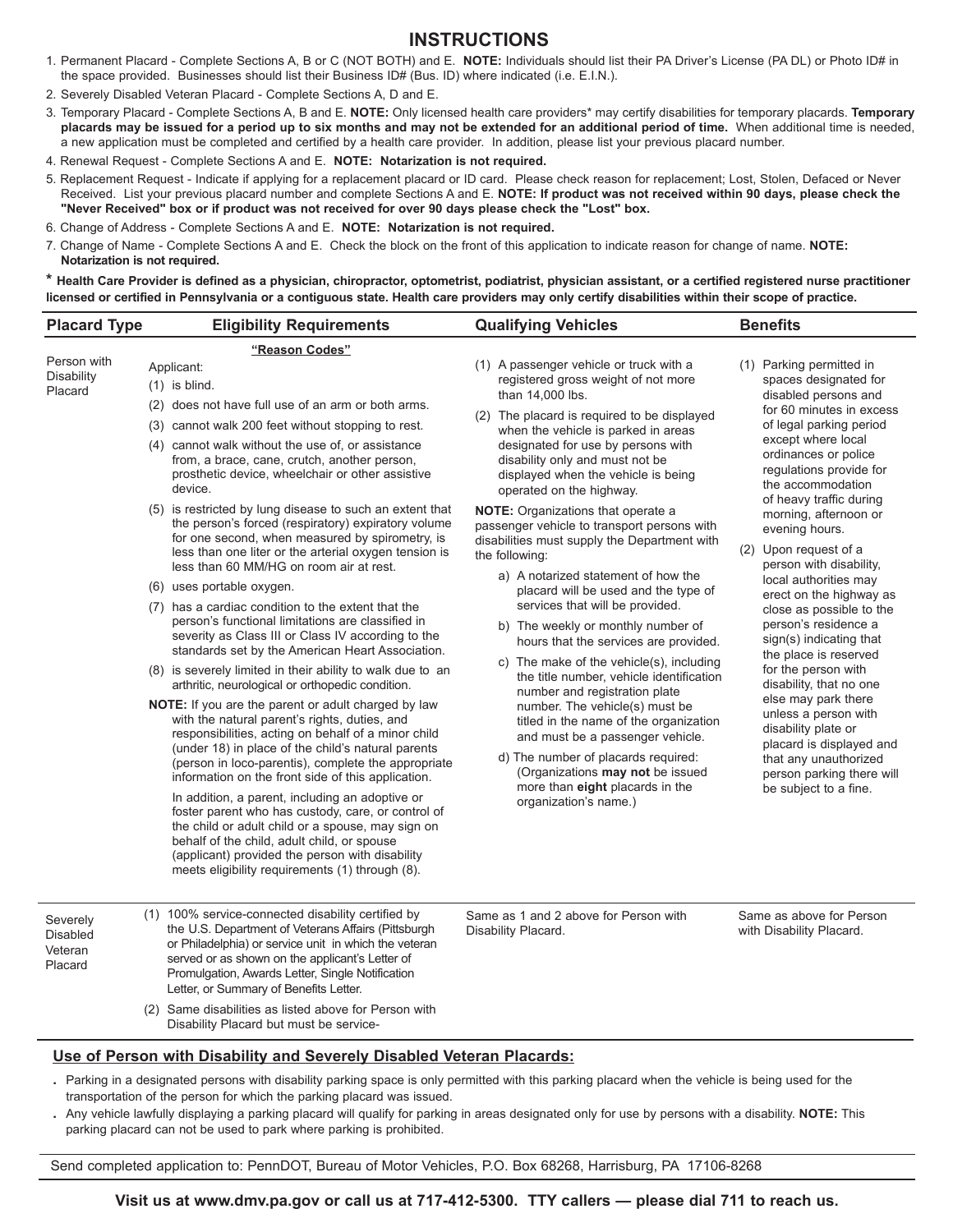# INSTRUCTIONS

1. Permanent Placard - Complete Sections A, B or C (NOT BOTH) and E. **NOTE:** Individuals should list their PA Driver's License (PA DL) or Photo ID# in the space provided. Businesses should list their Business ID# (Bus. ID) where indicated (i.e. E.I.N.).
2. Severely Disabled Veteran Placard - Complete Sections A, D and E.
3. Temporary Placard - Complete Sections A, B and E. **NOTE:** Only licensed health care providers* may certify disabilities for temporary placards. **Temporary placards may be issued for a period up to six months and may not be extended for an additional period of time.** When additional time is needed, a new application must be completed and certified by a health care provider. In addition, please list your previous placard number.
4. Renewal Request - Complete Sections A and E. **NOTE: Notarization is not required.**
5. Replacement Request - Indicate if applying for a replacement placard or ID card. Please check reason for replacement; Lost, Stolen, Defaced or Never Received. List your previous placard number and complete Sections A and E. **NOTE: If product was not received within 90 days, please check the "Never Received" box or if product was not received for over 90 days please check the "Lost" box.**
6. Change of Address - Complete Sections A and E. **NOTE: Notarization is not required.**
7. Change of Name - Complete Sections A and E. Check the block on the front of this application to indicate reason for change of name. **NOTE: Notarization is not required.**

**\* Health Care Provider is defined as a physician, chiropractor, optometrist, podiatrist, physician assistant, or a certified registered nurse practitioner licensed or certified in Pennsylvania or a contiguous state. Health care providers may only certify disabilities within their scope of practice.**

| Placard Type | Eligibility Requirements | Qualifying Vehicles | Benefits |
|---|---|---|---|
| Person with Disability Placard | **"Reason Codes"**<br>Applicant:<br>(1) is blind.<br>(2) does not have full use of an arm or both arms.<br>(3) cannot walk 200 feet without stopping to rest.<br>(4) cannot walk without the use of, or assistance from, a brace, cane, crutch, another person, prosthetic device, wheelchair or other assistive device.<br>(5) is restricted by lung disease to such an extent that the person's forced (respiratory) expiratory volume for one second, when measured by spirometry, is less than one liter or the arterial oxygen tension is less than 60 MM/HG on room air at rest.<br>(6) uses portable oxygen.<br>(7) has a cardiac condition to the extent that the person's functional limitations are classified in severity as Class III or Class IV according to the standards set by the American Heart Association.<br>(8) is severely limited in their ability to walk due to an arthritic, neurological or orthopedic condition.<br>**NOTE:** If you are the parent or adult charged by law with the natural parent's rights, duties, and responsibilities, acting on behalf of a minor child (under 18) in place of the child's natural parents (person in loco-parentis), complete the appropriate information on the front side of this application.<br>In addition, a parent, including an adoptive or foster parent who has custody, care, or control of the child or adult child or a spouse, may sign on behalf of the child, adult child, or spouse (applicant) provided the person with disability meets eligibility requirements (1) through (8). | (1) A passenger vehicle or truck with a registered gross weight of not more than 14,000 lbs.<br>(2) The placard is required to be displayed when the vehicle is parked in areas designated for use by persons with disability only and must not be displayed when the vehicle is being operated on the highway.<br>**NOTE:** Organizations that operate a passenger vehicle to transport persons with disabilities must supply the Department with the following:<br>a) A notarized statement of how the placard will be used and the type of services that will be provided.<br>b) The weekly or monthly number of hours that the services are provided.<br>c) The make of the vehicle(s), including the title number, vehicle identification number and registration plate number. The vehicle(s) must be titled in the name of the organization and must be a passenger vehicle.<br>d) The number of placards required: (Organizations **may not** be issued more than **eight** placards in the organization's name.) | (1) Parking permitted in spaces designated for disabled persons and for 60 minutes in excess of legal parking period except where local ordinances or police regulations provide for the accommodation of heavy traffic during morning, afternoon or evening hours.<br>(2) Upon request of a person with disability, local authorities may erect on the highway as close as possible to the person's residence a sign(s) indicating that the place is reserved for the person with disability, that no one else may park there unless a person with disability plate or placard is displayed and that any unauthorized person parking there will be subject to a fine. |
| Severely Disabled Veteran Placard | (1) 100% service-connected disability certified by the U.S. Department of Veterans Affairs (Pittsburgh or Philadelphia) or service unit in which the veteran served or as shown on the applicant's Letter of Promulgation, Awards Letter, Single Notification Letter, or Summary of Benefits Letter.<br>(2) Same disabilities as listed above for Person with Disability Placard but must be service- | Same as 1 and 2 above for Person with Disability Placard. | Same as above for Person with Disability Placard. |

## Use of Person with Disability and Severely Disabled Veteran Placards:

- Parking in a designated persons with disability parking space is only permitted with this parking placard when the vehicle is being used for the transportation of the person for which the parking placard was issued.
- Any vehicle lawfully displaying a parking placard will qualify for parking in areas designated only for use by persons with a disability. **NOTE:** This parking placard can not be used to park where parking is prohibited.

Send completed application to: PennDOT, Bureau of Motor Vehicles, P.O. Box 68268, Harrisburg, PA 17106-8268

**Visit us at www.dmv.pa.gov or call us at 717-412-5300. TTY callers — please dial 711 to reach us.**